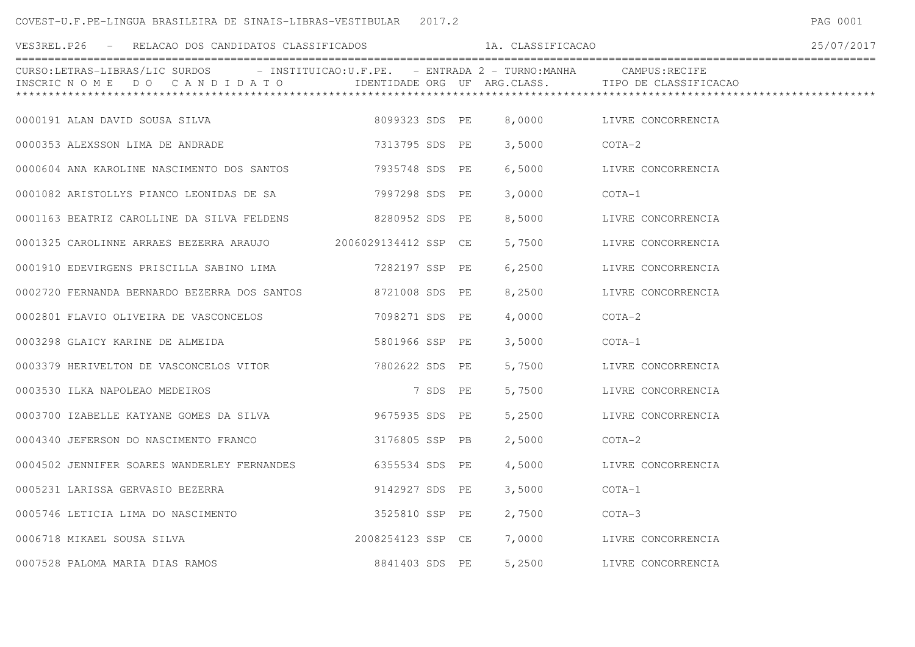COVEST-U.F.PE-LINGUA BRASILEIRA DE SINAIS-LIBRAS-VESTIBULAR 2017.2

VES3REL.P26 - RELACAO DOS CANDIDATOS CLASSIFICADOS 1A. CLASSIFICACAO 25/07/2017

CURSO:LETRAS-LIBRAS/LIC SURDOS - INSTITUICAO:U.F.PE. - ENTRADA 2 - TURNO:MANHA CAMPUS:RECIFE

| INSCRIC | N O M E D O C A N D I D A T O | IDENTIDADE | ORG | UF | ARG.CLASS. | TIPO DE CLASSIFICACAO |
|---|---|---|---|---|---|---|
| 0000191 | ALAN DAVID SOUSA SILVA | 8099323 | SDS | PE | 8,0000 | LIVRE CONCORRENCIA |
| 0000353 | ALEXSSON LIMA DE ANDRADE | 7313795 | SDS | PE | 3,5000 | COTA-2 |
| 0000604 | ANA KAROLINE NASCIMENTO DOS SANTOS | 7935748 | SDS | PE | 6,5000 | LIVRE CONCORRENCIA |
| 0001082 | ARISTOLLYS PIANCO LEONIDAS DE SA | 7997298 | SDS | PE | 3,0000 | COTA-1 |
| 0001163 | BEATRIZ CAROLLINE DA SILVA FELDENS | 8280952 | SDS | PE | 8,5000 | LIVRE CONCORRENCIA |
| 0001325 | CAROLINNE ARRAES BEZERRA ARAUJO | 2006029134412 | SSP | CE | 5,7500 | LIVRE CONCORRENCIA |
| 0001910 | EDEVIRGENS PRISCILLA SABINO LIMA | 7282197 | SSP | PE | 6,2500 | LIVRE CONCORRENCIA |
| 0002720 | FERNANDA BERNARDO BEZERRA DOS SANTOS | 8721008 | SDS | PE | 8,2500 | LIVRE CONCORRENCIA |
| 0002801 | FLAVIO OLIVEIRA DE VASCONCELOS | 7098271 | SDS | PE | 4,0000 | COTA-2 |
| 0003298 | GLAICY KARINE DE ALMEIDA | 5801966 | SSP | PE | 3,5000 | COTA-1 |
| 0003379 | HERIVELTON DE VASCONCELOS VITOR | 7802622 | SDS | PE | 5,7500 | LIVRE CONCORRENCIA |
| 0003530 | ILKA NAPOLEAO MEDEIROS | 7 | SDS | PE | 5,7500 | LIVRE CONCORRENCIA |
| 0003700 | IZABELLE KATYANE GOMES DA SILVA | 9675935 | SDS | PE | 5,2500 | LIVRE CONCORRENCIA |
| 0004340 | JEFERSON DO NASCIMENTO FRANCO | 3176805 | SSP | PB | 2,5000 | COTA-2 |
| 0004502 | JENNIFER SOARES WANDERLEY FERNANDES | 6355534 | SDS | PE | 4,5000 | LIVRE CONCORRENCIA |
| 0005231 | LARISSA GERVASIO BEZERRA | 9142927 | SDS | PE | 3,5000 | COTA-1 |
| 0005746 | LETICIA LIMA DO NASCIMENTO | 3525810 | SSP | PE | 2,7500 | COTA-3 |
| 0006718 | MIKAEL SOUSA SILVA | 2008254123 | SSP | CE | 7,0000 | LIVRE CONCORRENCIA |
| 0007528 | PALOMA MARIA DIAS RAMOS | 8841403 | SDS | PE | 5,2500 | LIVRE CONCORRENCIA |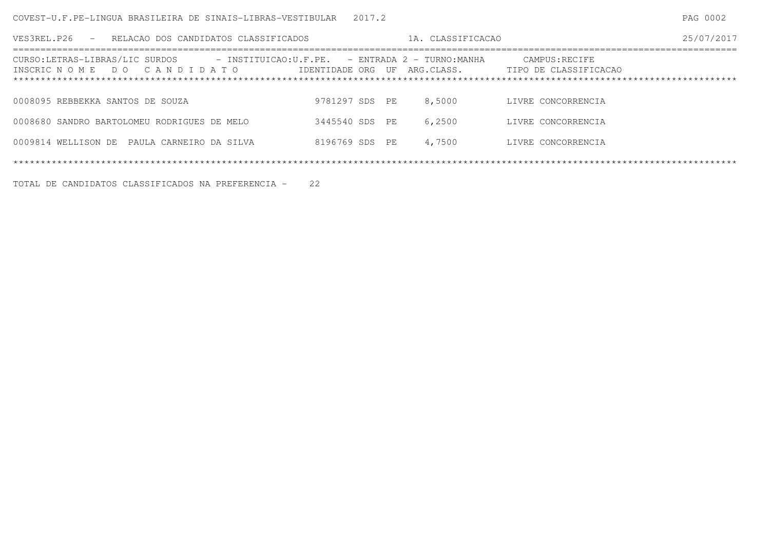COVEST-U.F.PE-LINGUA BRASILEIRA DE SINAIS-LIBRAS-VESTIBULAR 2017.2

VES3REL.P26 - RELACAO DOS CANDIDATOS CLASSIFICADOS 1A. CLASSIFICACAO 25/07/2017

CURSO:LETRAS-LIBRAS/LIC SURDOS - INSTITUICAO:U.F.PE. - ENTRADA 2 - TURNO:MANHA CAMPUS:RECIFE

| INSCRIC | NOME DO CANDIDATO | IDENTIDADE | ORG | UF | ARG.CLASS. | TIPO DE CLASSIFICACAO |
|---|---|---|---|---|---|---|
| 0008095 | REBBEKKA SANTOS DE SOUZA | 9781297 | SDS | PE | 8,5000 | LIVRE CONCORRENCIA |
| 0008680 | SANDRO BARTOLOMEU RODRIGUES DE MELO | 3445540 | SDS | PE | 6,2500 | LIVRE CONCORRENCIA |
| 0009814 | WELLISON DE PAULA CARNEIRO DA SILVA | 8196769 | SDS | PE | 4,7500 | LIVRE CONCORRENCIA |

TOTAL DE CANDIDATOS CLASSIFICADOS NA PREFERENCIA - 22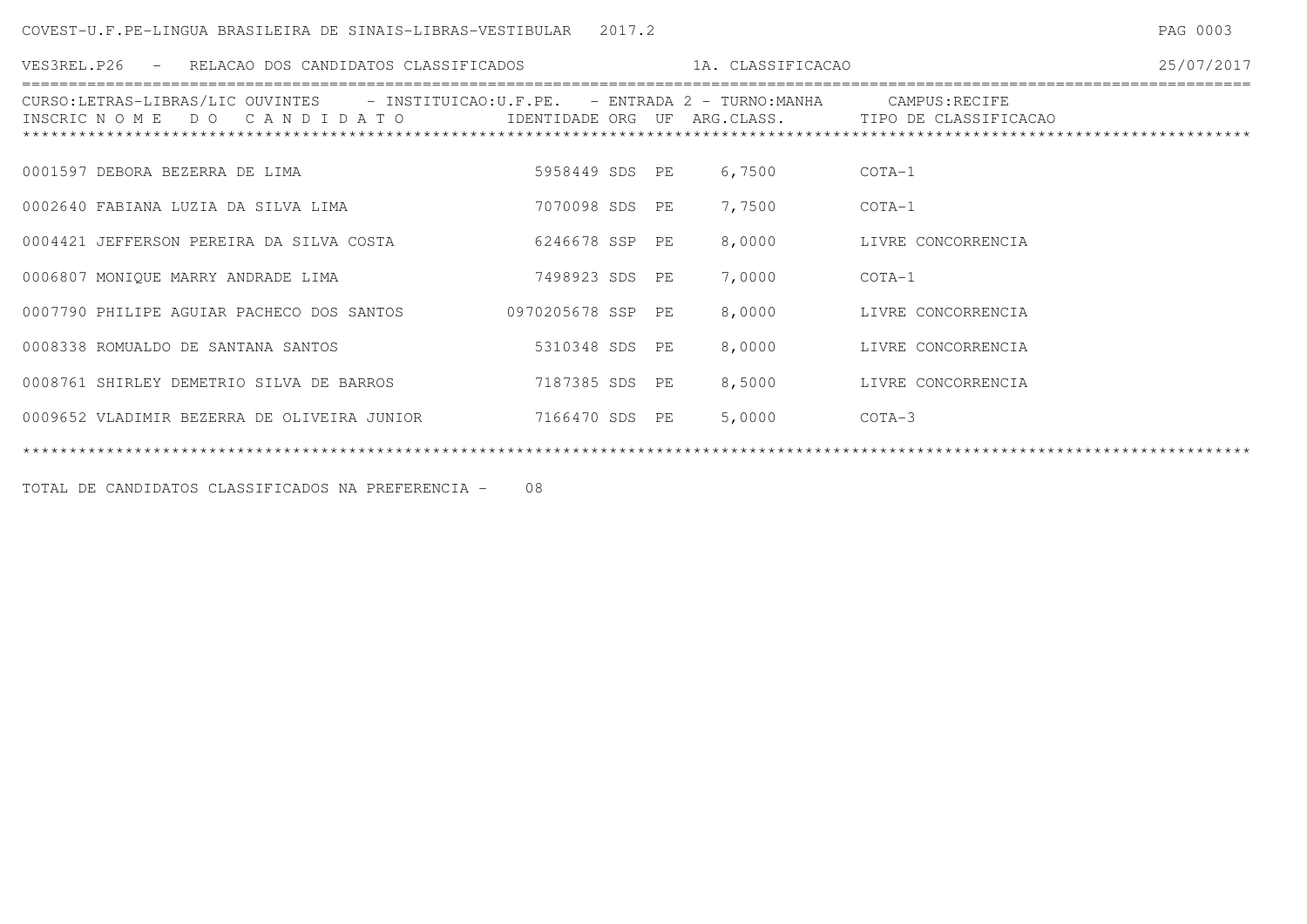COVEST-U.F.PE-LINGUA BRASILEIRA DE SINAIS-LIBRAS-VESTIBULAR 2017.2

VES3REL.P26 - RELACAO DOS CANDIDATOS CLASSIFICADOS 1A. CLASSIFICACAO 25/07/2017

CURSO:LETRAS-LIBRAS/LIC OUVINTES - INSTITUICAO:U.F.PE. - ENTRADA 2 - TURNO:MANHA CAMPUS:RECIFE

| INSCRIC | N O M E D O C A N D I D A T O | IDENTIDADE | ORG | UF | ARG.CLASS. | TIPO DE CLASSIFICACAO |
|---|---|---|---|---|---|---|
| 0001597 | DEBORA BEZERRA DE LIMA | 5958449 | SDS | PE | 6,7500 | COTA-1 |
| 0002640 | FABIANA LUZIA DA SILVA LIMA | 7070098 | SDS | PE | 7,7500 | COTA-1 |
| 0004421 | JEFFERSON PEREIRA DA SILVA COSTA | 6246678 | SSP | PE | 8,0000 | LIVRE CONCORRENCIA |
| 0006807 | MONIQUE MARRY ANDRADE LIMA | 7498923 | SDS | PE | 7,0000 | COTA-1 |
| 0007790 | PHILIPE AGUIAR PACHECO DOS SANTOS | 0970205678 | SSP | PE | 8,0000 | LIVRE CONCORRENCIA |
| 0008338 | ROMUALDO DE SANTANA SANTOS | 5310348 | SDS | PE | 8,0000 | LIVRE CONCORRENCIA |
| 0008761 | SHIRLEY DEMETRIO SILVA DE BARROS | 7187385 | SDS | PE | 8,5000 | LIVRE CONCORRENCIA |
| 0009652 | VLADIMIR BEZERRA DE OLIVEIRA JUNIOR | 7166470 | SDS | PE | 5,0000 | COTA-3 |

TOTAL DE CANDIDATOS CLASSIFICADOS NA PREFERENCIA - 08